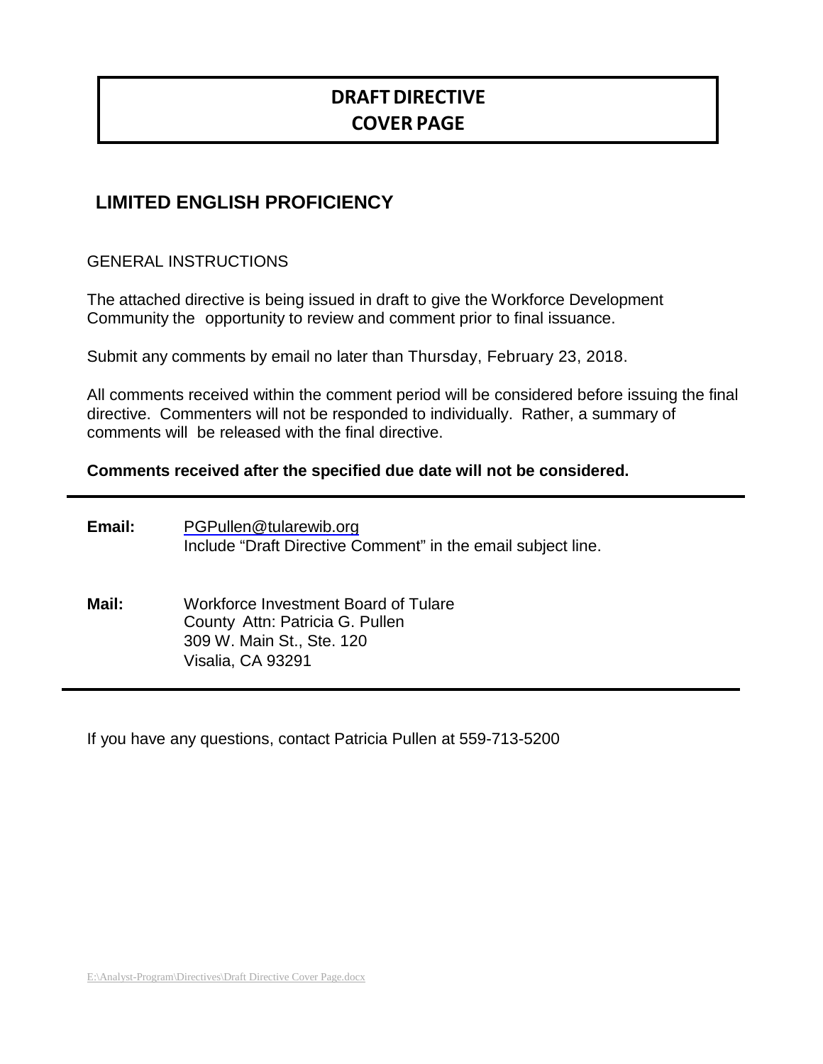# DRAFT DIRECTIVE
# COVER PAGE

## LIMITED ENGLISH PROFICIENCY

GENERAL INSTRUCTIONS

The attached directive is being issued in draft to give the Workforce Development Community the opportunity to review and comment prior to final issuance.

Submit any comments by email no later than Thursday, February 23, 2018.

All comments received within the comment period will be considered before issuing the final directive. Commenters will not be responded to individually. Rather, a summary of comments will be released with the final directive.

**Comments received after the specified due date will not be considered.**

---

**Email:** PGPullen@tularewib.org
Include "Draft Directive Comment" in the email subject line.

**Mail:** Workforce Investment Board of Tulare County Attn: Patricia G. Pullen
309 W. Main St., Ste. 120
Visalia, CA 93291

---

If you have any questions, contact Patricia Pullen at 559-713-5200

E:\Analyst-Program\Directives\Draft Directive Cover Page.docx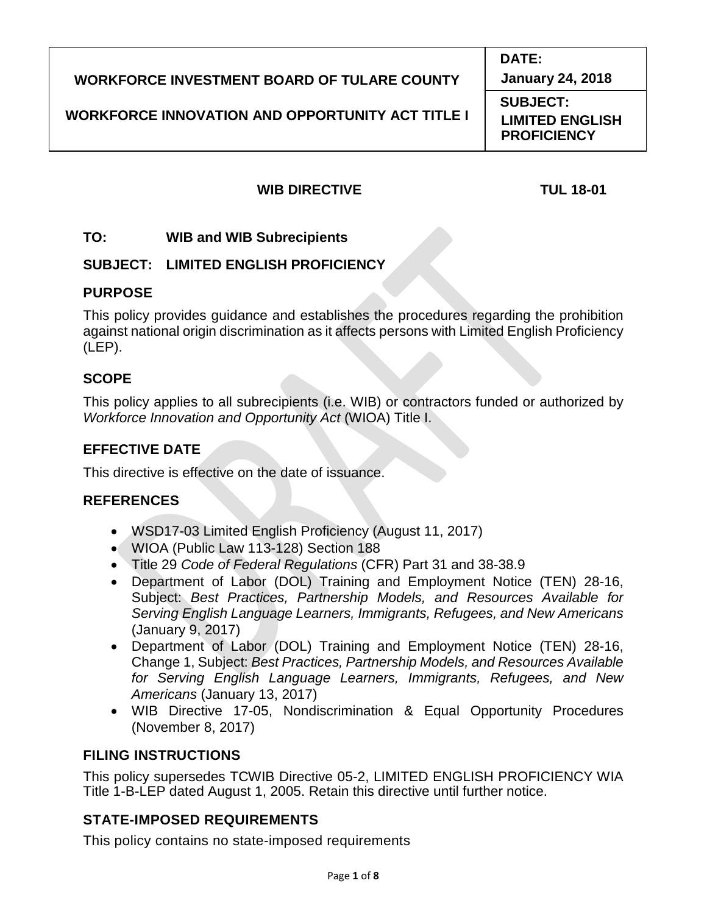| WORKFORCE INVESTMENT BOARD OF TULARE COUNTY<br><br>WORKFORCE INNOVATION AND OPPORTUNITY ACT TITLE I | **DATE:**<br>**January 24, 2018** |
|---|---|
| | **SUBJECT:**<br>**LIMITED ENGLISH PROFICIENCY** |

**WIB DIRECTIVE** **TUL 18-01**

**TO:** **WIB and WIB Subrecipients**

**SUBJECT:** **LIMITED ENGLISH PROFICIENCY**

## PURPOSE

This policy provides guidance and establishes the procedures regarding the prohibition against national origin discrimination as it affects persons with Limited English Proficiency (LEP).

## SCOPE

This policy applies to all subrecipients (i.e. WIB) or contractors funded or authorized by *Workforce Innovation and Opportunity Act* (WIOA) Title I.

## EFFECTIVE DATE

This directive is effective on the date of issuance.

## REFERENCES

- WSD17-03 Limited English Proficiency (August 11, 2017)
- WIOA (Public Law 113-128) Section 188
- Title 29 *Code of Federal Regulations* (CFR) Part 31 and 38-38.9
- Department of Labor (DOL) Training and Employment Notice (TEN) 28-16, Subject: *Best Practices, Partnership Models, and Resources Available for Serving English Language Learners, Immigrants, Refugees, and New Americans* (January 9, 2017)
- Department of Labor (DOL) Training and Employment Notice (TEN) 28-16, Change 1, Subject: *Best Practices, Partnership Models, and Resources Available for Serving English Language Learners, Immigrants, Refugees, and New Americans* (January 13, 2017)
- WIB Directive 17-05, Nondiscrimination & Equal Opportunity Procedures (November 8, 2017)

## FILING INSTRUCTIONS

This policy supersedes TCWIB Directive 05-2, LIMITED ENGLISH PROFICIENCY WIA Title 1-B-LEP dated August 1, 2005. Retain this directive until further notice.

## STATE-IMPOSED REQUIREMENTS

This policy contains no state-imposed requirements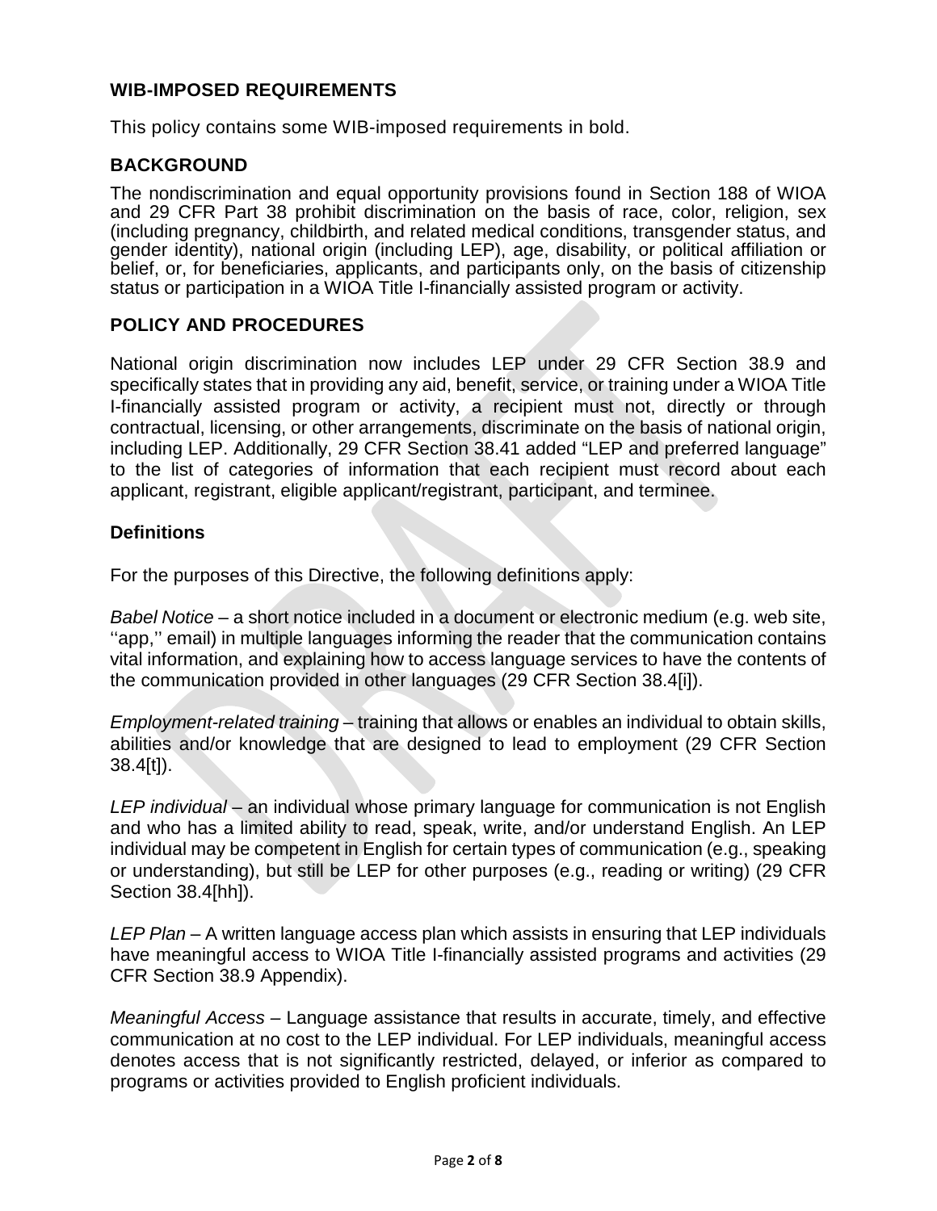## WIB-IMPOSED REQUIREMENTS

This policy contains some WIB-imposed requirements in bold.

## BACKGROUND

The nondiscrimination and equal opportunity provisions found in Section 188 of WIOA and 29 CFR Part 38 prohibit discrimination on the basis of race, color, religion, sex (including pregnancy, childbirth, and related medical conditions, transgender status, and gender identity), national origin (including LEP), age, disability, or political affiliation or belief, or, for beneficiaries, applicants, and participants only, on the basis of citizenship status or participation in a WIOA Title I-financially assisted program or activity.

## POLICY AND PROCEDURES

National origin discrimination now includes LEP under 29 CFR Section 38.9 and specifically states that in providing any aid, benefit, service, or training under a WIOA Title I-financially assisted program or activity, a recipient must not, directly or through contractual, licensing, or other arrangements, discriminate on the basis of national origin, including LEP. Additionally, 29 CFR Section 38.41 added "LEP and preferred language" to the list of categories of information that each recipient must record about each applicant, registrant, eligible applicant/registrant, participant, and terminee.

### Definitions

For the purposes of this Directive, the following definitions apply:

*Babel Notice* – a short notice included in a document or electronic medium (e.g. web site, ''app,'' email) in multiple languages informing the reader that the communication contains vital information, and explaining how to access language services to have the contents of the communication provided in other languages (29 CFR Section 38.4[i]).

*Employment-related training* – training that allows or enables an individual to obtain skills, abilities and/or knowledge that are designed to lead to employment (29 CFR Section 38.4[t]).

*LEP individual* – an individual whose primary language for communication is not English and who has a limited ability to read, speak, write, and/or understand English. An LEP individual may be competent in English for certain types of communication (e.g., speaking or understanding), but still be LEP for other purposes (e.g., reading or writing) (29 CFR Section 38.4[hh]).

*LEP Plan* – A written language access plan which assists in ensuring that LEP individuals have meaningful access to WIOA Title I-financially assisted programs and activities (29 CFR Section 38.9 Appendix).

*Meaningful Access* – Language assistance that results in accurate, timely, and effective communication at no cost to the LEP individual. For LEP individuals, meaningful access denotes access that is not significantly restricted, delayed, or inferior as compared to programs or activities provided to English proficient individuals.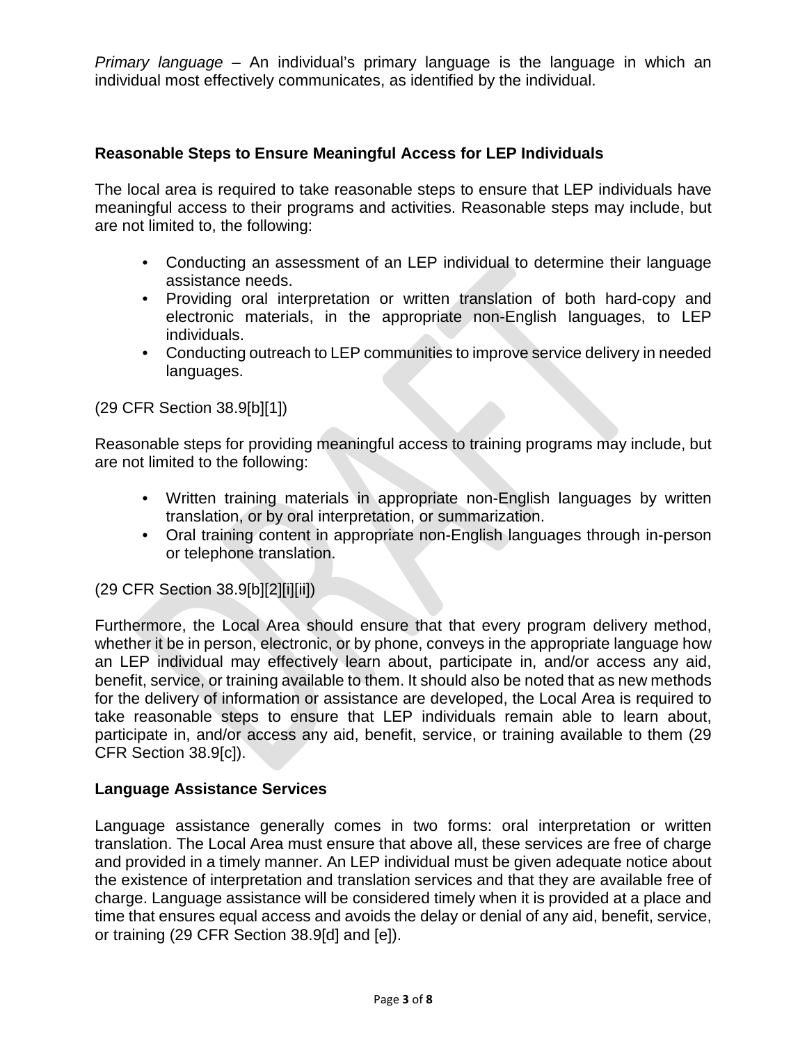*Primary language* – An individual's primary language is the language in which an individual most effectively communicates, as identified by the individual.

**Reasonable Steps to Ensure Meaningful Access for LEP Individuals**

The local area is required to take reasonable steps to ensure that LEP individuals have meaningful access to their programs and activities. Reasonable steps may include, but are not limited to, the following:

- Conducting an assessment of an LEP individual to determine their language assistance needs.
- Providing oral interpretation or written translation of both hard-copy and electronic materials, in the appropriate non-English languages, to LEP individuals.
- Conducting outreach to LEP communities to improve service delivery in needed languages.

(29 CFR Section 38.9[b][1])

Reasonable steps for providing meaningful access to training programs may include, but are not limited to the following:

- Written training materials in appropriate non-English languages by written translation, or by oral interpretation, or summarization.
- Oral training content in appropriate non-English languages through in-person or telephone translation.

(29 CFR Section 38.9[b][2][i][ii])

Furthermore, the Local Area should ensure that that every program delivery method, whether it be in person, electronic, or by phone, conveys in the appropriate language how an LEP individual may effectively learn about, participate in, and/or access any aid, benefit, service, or training available to them. It should also be noted that as new methods for the delivery of information or assistance are developed, the Local Area is required to take reasonable steps to ensure that LEP individuals remain able to learn about, participate in, and/or access any aid, benefit, service, or training available to them (29 CFR Section 38.9[c]).

**Language Assistance Services**

Language assistance generally comes in two forms: oral interpretation or written translation. The Local Area must ensure that above all, these services are free of charge and provided in a timely manner. An LEP individual must be given adequate notice about the existence of interpretation and translation services and that they are available free of charge. Language assistance will be considered timely when it is provided at a place and time that ensures equal access and avoids the delay or denial of any aid, benefit, service, or training (29 CFR Section 38.9[d] and [e]).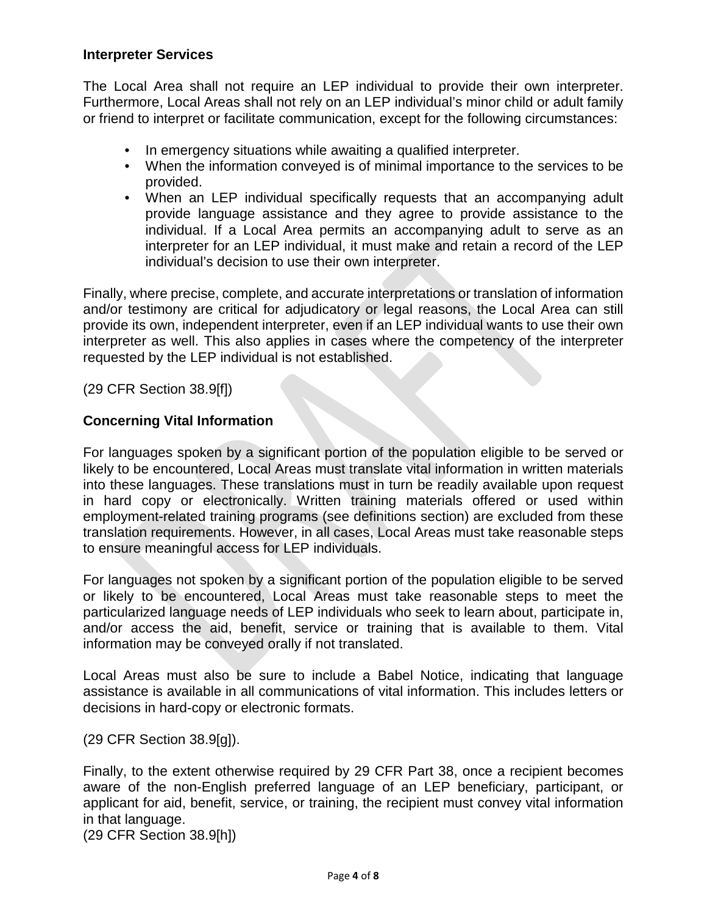**Interpreter Services**

The Local Area shall not require an LEP individual to provide their own interpreter. Furthermore, Local Areas shall not rely on an LEP individual's minor child or adult family or friend to interpret or facilitate communication, except for the following circumstances:

- In emergency situations while awaiting a qualified interpreter.
- When the information conveyed is of minimal importance to the services to be provided.
- When an LEP individual specifically requests that an accompanying adult provide language assistance and they agree to provide assistance to the individual. If a Local Area permits an accompanying adult to serve as an interpreter for an LEP individual, it must make and retain a record of the LEP individual's decision to use their own interpreter.

Finally, where precise, complete, and accurate interpretations or translation of information and/or testimony are critical for adjudicatory or legal reasons, the Local Area can still provide its own, independent interpreter, even if an LEP individual wants to use their own interpreter as well. This also applies in cases where the competency of the interpreter requested by the LEP individual is not established.

(29 CFR Section 38.9[f])

**Concerning Vital Information**

For languages spoken by a significant portion of the population eligible to be served or likely to be encountered, Local Areas must translate vital information in written materials into these languages. These translations must in turn be readily available upon request in hard copy or electronically. Written training materials offered or used within employment-related training programs (see definitions section) are excluded from these translation requirements. However, in all cases, Local Areas must take reasonable steps to ensure meaningful access for LEP individuals.

For languages not spoken by a significant portion of the population eligible to be served or likely to be encountered, Local Areas must take reasonable steps to meet the particularized language needs of LEP individuals who seek to learn about, participate in, and/or access the aid, benefit, service or training that is available to them. Vital information may be conveyed orally if not translated.

Local Areas must also be sure to include a Babel Notice, indicating that language assistance is available in all communications of vital information. This includes letters or decisions in hard-copy or electronic formats.

(29 CFR Section 38.9[g]).

Finally, to the extent otherwise required by 29 CFR Part 38, once a recipient becomes aware of the non-English preferred language of an LEP beneficiary, participant, or applicant for aid, benefit, service, or training, the recipient must convey vital information in that language.
(29 CFR Section 38.9[h])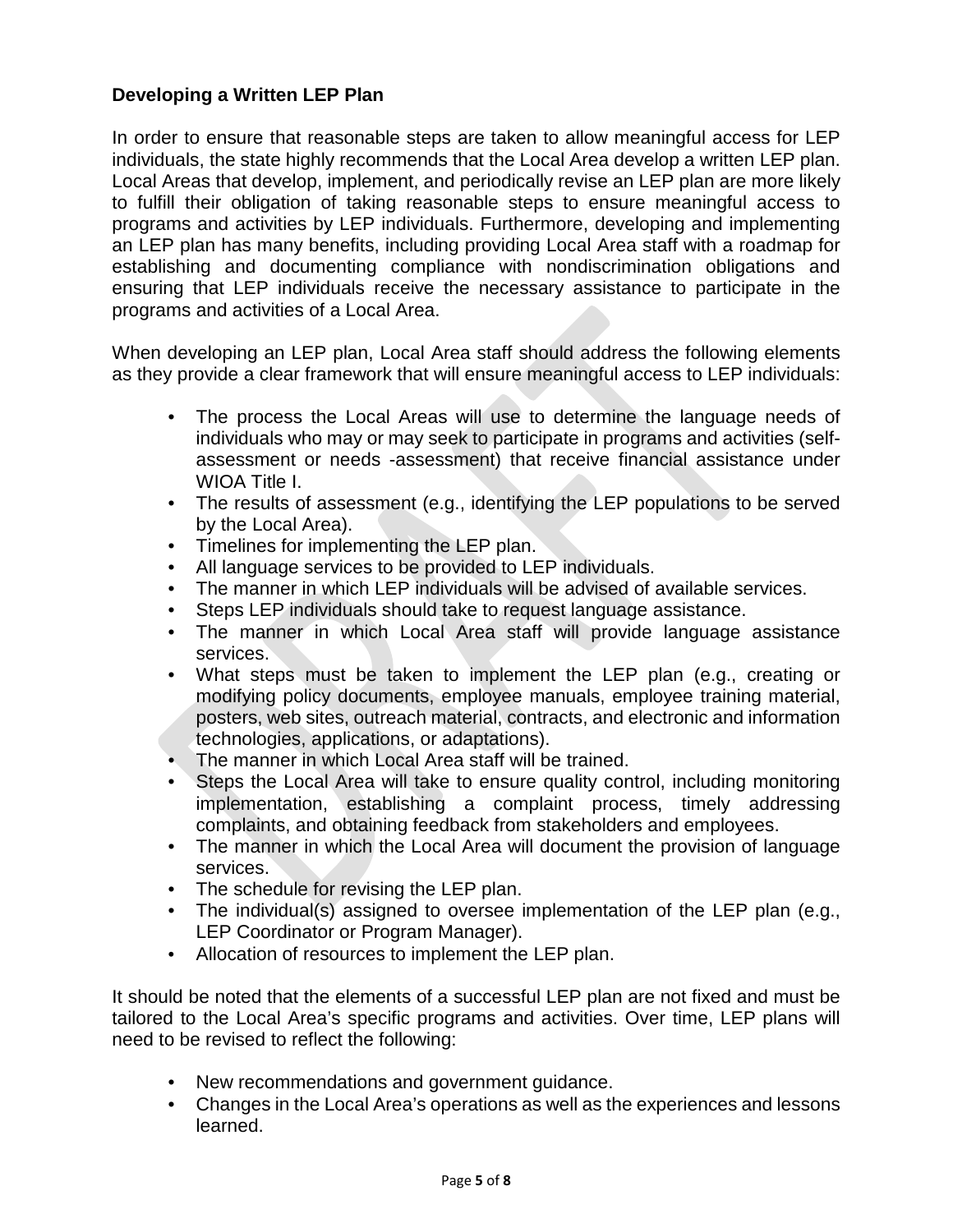**Developing a Written LEP Plan**

In order to ensure that reasonable steps are taken to allow meaningful access for LEP individuals, the state highly recommends that the Local Area develop a written LEP plan. Local Areas that develop, implement, and periodically revise an LEP plan are more likely to fulfill their obligation of taking reasonable steps to ensure meaningful access to programs and activities by LEP individuals. Furthermore, developing and implementing an LEP plan has many benefits, including providing Local Area staff with a roadmap for establishing and documenting compliance with nondiscrimination obligations and ensuring that LEP individuals receive the necessary assistance to participate in the programs and activities of a Local Area.

When developing an LEP plan, Local Area staff should address the following elements as they provide a clear framework that will ensure meaningful access to LEP individuals:

- The process the Local Areas will use to determine the language needs of individuals who may or may seek to participate in programs and activities (self-assessment or needs -assessment) that receive financial assistance under WIOA Title I.
- The results of assessment (e.g., identifying the LEP populations to be served by the Local Area).
- Timelines for implementing the LEP plan.
- All language services to be provided to LEP individuals.
- The manner in which LEP individuals will be advised of available services.
- Steps LEP individuals should take to request language assistance.
- The manner in which Local Area staff will provide language assistance services.
- What steps must be taken to implement the LEP plan (e.g., creating or modifying policy documents, employee manuals, employee training material, posters, web sites, outreach material, contracts, and electronic and information technologies, applications, or adaptations).
- The manner in which Local Area staff will be trained.
- Steps the Local Area will take to ensure quality control, including monitoring implementation, establishing a complaint process, timely addressing complaints, and obtaining feedback from stakeholders and employees.
- The manner in which the Local Area will document the provision of language services.
- The schedule for revising the LEP plan.
- The individual(s) assigned to oversee implementation of the LEP plan (e.g., LEP Coordinator or Program Manager).
- Allocation of resources to implement the LEP plan.

It should be noted that the elements of a successful LEP plan are not fixed and must be tailored to the Local Area's specific programs and activities. Over time, LEP plans will need to be revised to reflect the following:

- New recommendations and government guidance.
- Changes in the Local Area's operations as well as the experiences and lessons learned.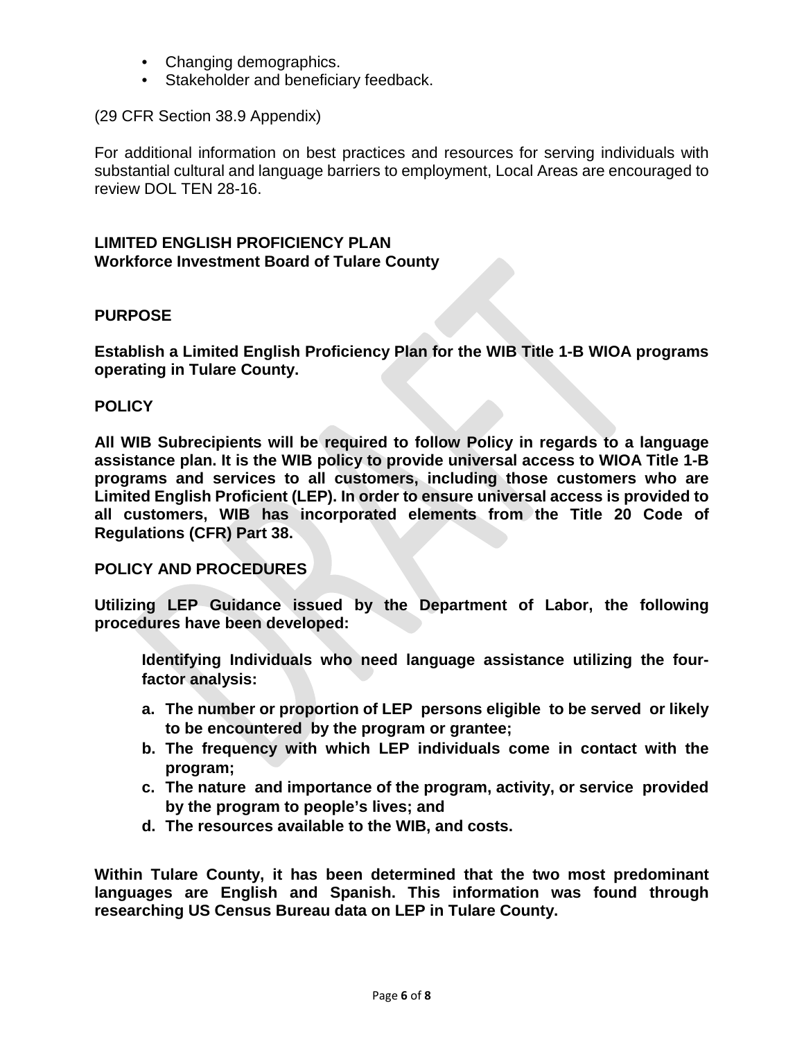- Changing demographics.
- Stakeholder and beneficiary feedback.

(29 CFR Section 38.9 Appendix)

For additional information on best practices and resources for serving individuals with substantial cultural and language barriers to employment, Local Areas are encouraged to review DOL TEN 28-16.

**LIMITED ENGLISH PROFICIENCY PLAN**
**Workforce Investment Board of Tulare County**

**PURPOSE**

**Establish a Limited English Proficiency Plan for the WIB Title 1-B WIOA programs operating in Tulare County.**

**POLICY**

**All WIB Subrecipients will be required to follow Policy in regards to a language assistance plan. It is the WIB policy to provide universal access to WIOA Title 1-B programs and services to all customers, including those customers who are Limited English Proficient (LEP). In order to ensure universal access is provided to all customers, WIB has incorporated elements from the Title 20 Code of Regulations (CFR) Part 38.**

**POLICY AND PROCEDURES**

**Utilizing LEP Guidance issued by the Department of Labor, the following procedures have been developed:**

> **Identifying Individuals who need language assistance utilizing the four-factor analysis:**
>
> a. **The number or proportion of LEP persons eligible to be served or likely to be encountered by the program or grantee;**
> b. **The frequency with which LEP individuals come in contact with the program;**
> c. **The nature and importance of the program, activity, or service provided by the program to people's lives; and**
> d. **The resources available to the WIB, and costs.**

**Within Tulare County, it has been determined that the two most predominant languages are English and Spanish. This information was found through researching US Census Bureau data on LEP in Tulare County.**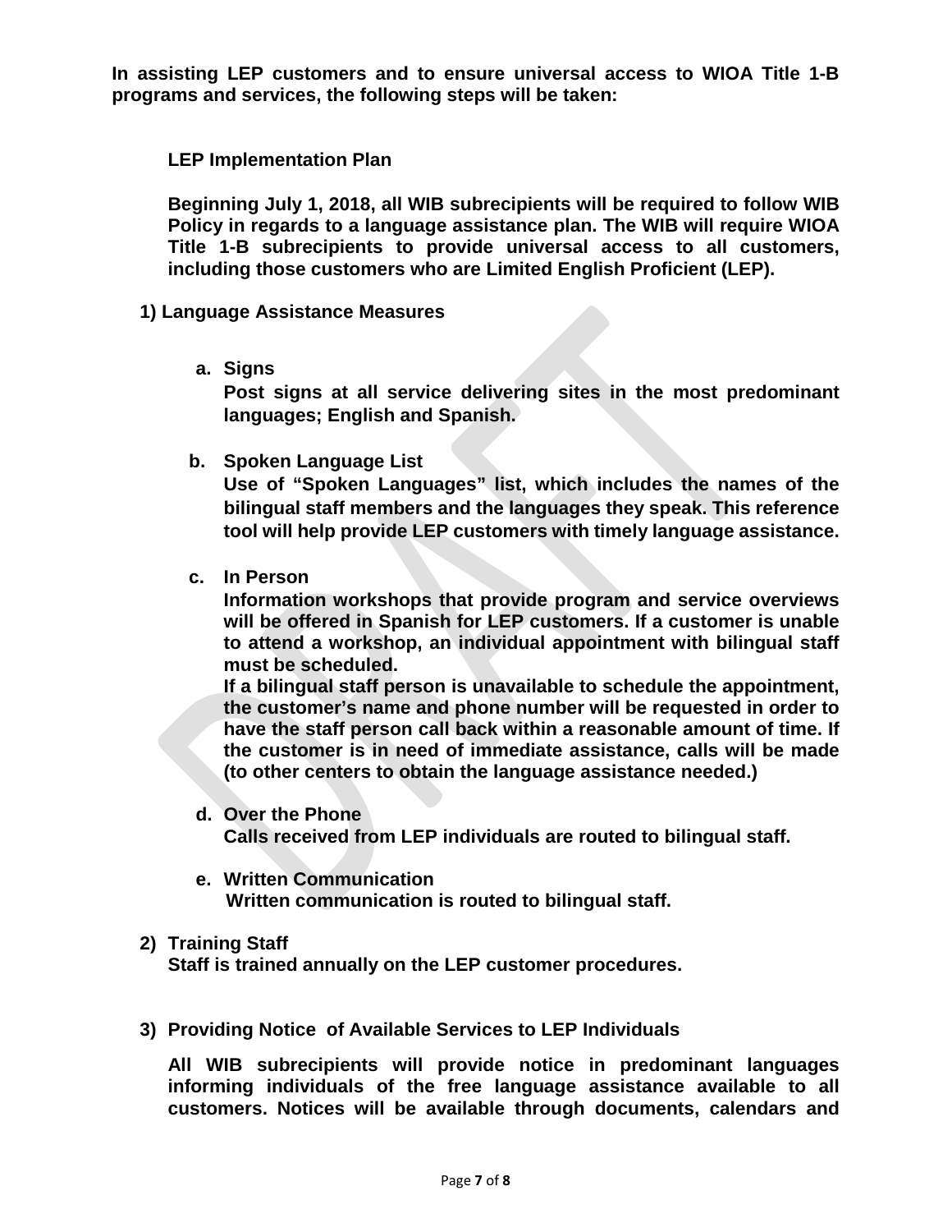**In assisting LEP customers and to ensure universal access to WIOA Title 1-B programs and services, the following steps will be taken:**

**LEP Implementation Plan**

**Beginning July 1, 2018, all WIB subrecipients will be required to follow WIB Policy in regards to a language assistance plan. The WIB will require WIOA Title 1-B subrecipients to provide universal access to all customers, including those customers who are Limited English Proficient (LEP).**

**1) Language Assistance Measures**

**a. Signs**
**Post signs at all service delivering sites in the most predominant languages; English and Spanish.**

**b. Spoken Language List**
**Use of "Spoken Languages" list, which includes the names of the bilingual staff members and the languages they speak. This reference tool will help provide LEP customers with timely language assistance.**

**c. In Person**
**Information workshops that provide program and service overviews will be offered in Spanish for LEP customers. If a customer is unable to attend a workshop, an individual appointment with bilingual staff must be scheduled.**
**If a bilingual staff person is unavailable to schedule the appointment, the customer's name and phone number will be requested in order to have the staff person call back within a reasonable amount of time. If the customer is in need of immediate assistance, calls will be made (to other centers to obtain the language assistance needed.)**

**d. Over the Phone**
**Calls received from LEP individuals are routed to bilingual staff.**

**e. Written Communication**
**Written communication is routed to bilingual staff.**

**2) Training Staff**
**Staff is trained annually on the LEP customer procedures.**

**3) Providing Notice of Available Services to LEP Individuals**

**All WIB subrecipients will provide notice in predominant languages informing individuals of the free language assistance available to all customers. Notices will be available through documents, calendars and**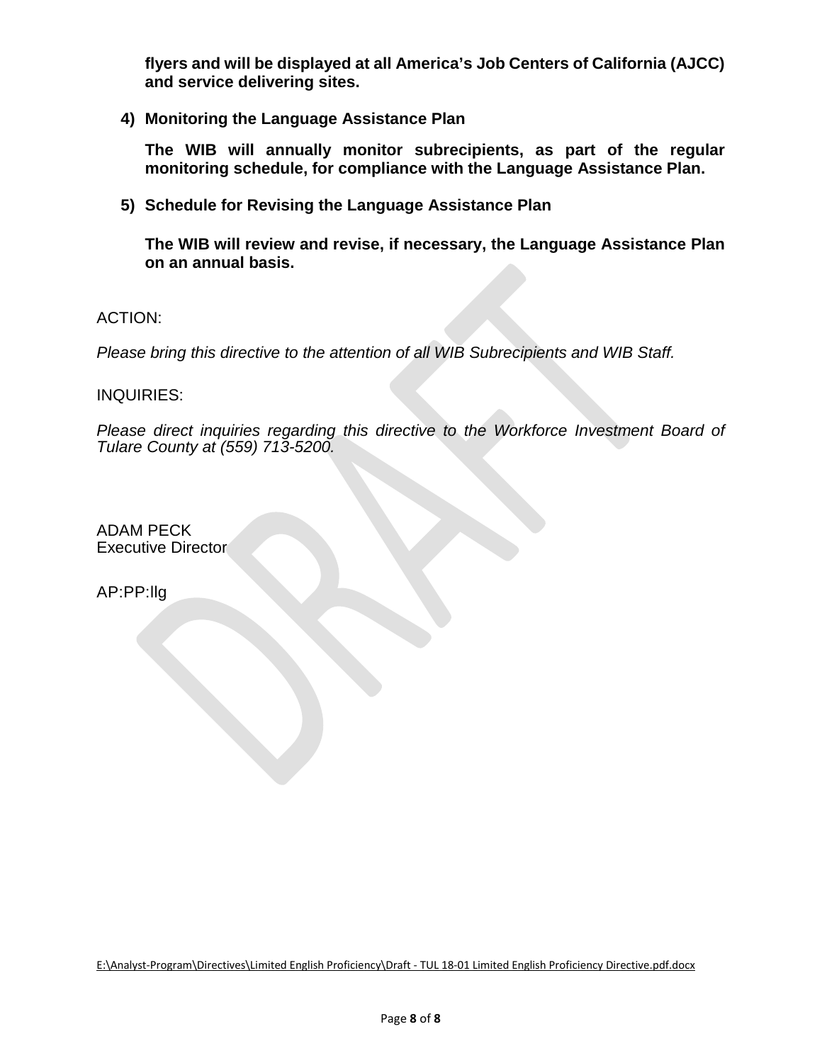**flyers and will be displayed at all America's Job Centers of California (AJCC) and service delivering sites.**

4) **Monitoring the Language Assistance Plan**

   **The WIB will annually monitor subrecipients, as part of the regular monitoring schedule, for compliance with the Language Assistance Plan.**

5) **Schedule for Revising the Language Assistance Plan**

   **The WIB will review and revise, if necessary, the Language Assistance Plan on an annual basis.**

ACTION:

*Please bring this directive to the attention of all WIB Subrecipients and WIB Staff.*

INQUIRIES:

*Please direct inquiries regarding this directive to the Workforce Investment Board of Tulare County at (559) 713-5200.*

ADAM PECK
Executive Director

AP:PP:llg

E:\Analyst-Program\Directives\Limited English Proficiency\Draft - TUL 18-01 Limited English Proficiency Directive.pdf.docx